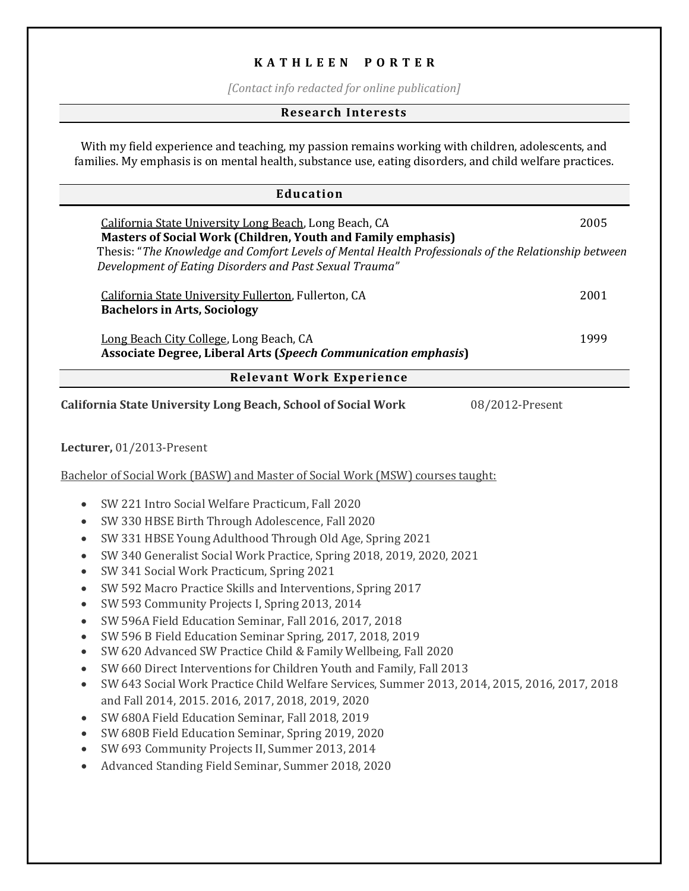# K A T H L E E N   P O R T E R

*[Contact info redacted for online publication]*

## Research Interests

With my field experience and teaching, my passion remains working with children, adolescents, and families. My emphasis is on mental health, substance use, eating disorders, and child welfare practices.

## Education

California State University Long Beach, Long Beach, CA — 2005
**Masters of Social Work (Children, Youth and Family emphasis)**
Thesis: "*The Knowledge and Comfort Levels of Mental Health Professionals of the Relationship between Development of Eating Disorders and Past Sexual Trauma*"

California State University Fullerton, Fullerton, CA — 2001
**Bachelors in Arts, Sociology**

Long Beach City College, Long Beach, CA — 1999
**Associate Degree, Liberal Arts (*Speech Communication emphasis*)**

## Relevant Work Experience

**California State University Long Beach, School of Social Work** — 08/2012-Present

**Lecturer,** 01/2013-Present

Bachelor of Social Work (BASW) and Master of Social Work (MSW) courses taught:

- SW 221 Intro Social Welfare Practicum, Fall 2020
- SW 330 HBSE Birth Through Adolescence, Fall 2020
- SW 331 HBSE Young Adulthood Through Old Age, Spring 2021
- SW 340 Generalist Social Work Practice, Spring 2018, 2019, 2020, 2021
- SW 341 Social Work Practicum, Spring 2021
- SW 592 Macro Practice Skills and Interventions, Spring 2017
- SW 593 Community Projects I, Spring 2013, 2014
- SW 596A Field Education Seminar, Fall 2016, 2017, 2018
- SW 596 B Field Education Seminar Spring, 2017, 2018, 2019
- SW 620 Advanced SW Practice Child & Family Wellbeing, Fall 2020
- SW 660 Direct Interventions for Children Youth and Family, Fall 2013
- SW 643 Social Work Practice Child Welfare Services, Summer 2013, 2014, 2015, 2016, 2017, 2018 and Fall 2014, 2015. 2016, 2017, 2018, 2019, 2020
- SW 680A Field Education Seminar, Fall 2018, 2019
- SW 680B Field Education Seminar, Spring 2019, 2020
- SW 693 Community Projects II, Summer 2013, 2014
- Advanced Standing Field Seminar, Summer 2018, 2020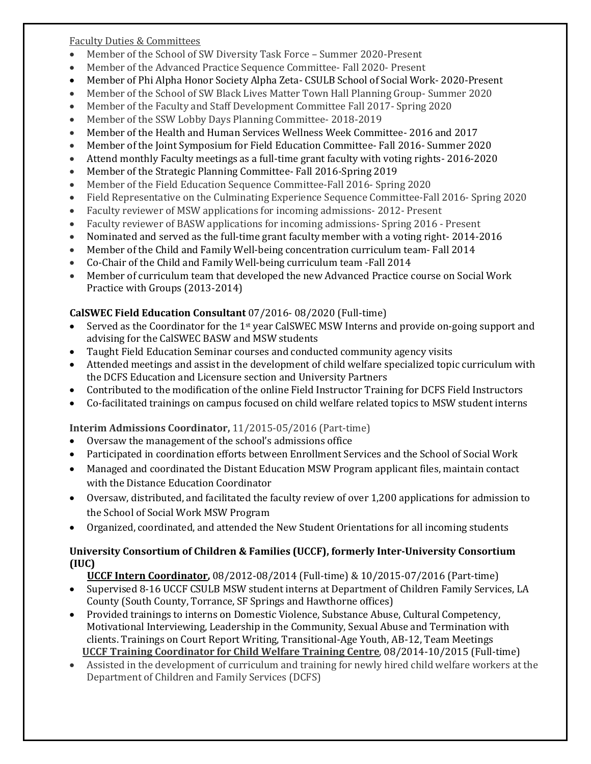Faculty Duties & Committees

- Member of the School of SW Diversity Task Force – Summer 2020-Present
- Member of the Advanced Practice Sequence Committee- Fall 2020- Present
- Member of Phi Alpha Honor Society Alpha Zeta- CSULB School of Social Work- 2020-Present
- Member of the School of SW Black Lives Matter Town Hall Planning Group- Summer 2020
- Member of the Faculty and Staff Development Committee Fall 2017- Spring 2020
- Member of the SSW Lobby Days Planning Committee- 2018-2019
- Member of the Health and Human Services Wellness Week Committee- 2016 and 2017
- Member of the Joint Symposium for Field Education Committee- Fall 2016- Summer 2020
- Attend monthly Faculty meetings as a full-time grant faculty with voting rights- 2016-2020
- Member of the Strategic Planning Committee- Fall 2016-Spring 2019
- Member of the Field Education Sequence Committee-Fall 2016- Spring 2020
- Field Representative on the Culminating Experience Sequence Committee-Fall 2016- Spring 2020
- Faculty reviewer of MSW applications for incoming admissions- 2012- Present
- Faculty reviewer of BASW applications for incoming admissions- Spring 2016 - Present
- Nominated and served as the full-time grant faculty member with a voting right- 2014-2016
- Member of the Child and Family Well-being concentration curriculum team- Fall 2014
- Co-Chair of the Child and Family Well-being curriculum team -Fall 2014
- Member of curriculum team that developed the new Advanced Practice course on Social Work Practice with Groups (2013-2014)

**CalSWEC Field Education Consultant** 07/2016- 08/2020 (Full-time)

- Served as the Coordinator for the 1st year CalSWEC MSW Interns and provide on-going support and advising for the CalSWEC BASW and MSW students
- Taught Field Education Seminar courses and conducted community agency visits
- Attended meetings and assist in the development of child welfare specialized topic curriculum with the DCFS Education and Licensure section and University Partners
- Contributed to the modification of the online Field Instructor Training for DCFS Field Instructors
- Co-facilitated trainings on campus focused on child welfare related topics to MSW student interns

**Interim Admissions Coordinator,** 11/2015-05/2016 (Part-time)

- Oversaw the management of the school's admissions office
- Participated in coordination efforts between Enrollment Services and the School of Social Work
- Managed and coordinated the Distant Education MSW Program applicant files, maintain contact with the Distance Education Coordinator
- Oversaw, distributed, and facilitated the faculty review of over 1,200 applications for admission to the School of Social Work MSW Program
- Organized, coordinated, and attended the New Student Orientations for all incoming students

**University Consortium of Children & Families (UCCF), formerly Inter-University Consortium (IUC)**

**UCCF Intern Coordinator,** 08/2012-08/2014 (Full-time) & 10/2015-07/2016 (Part-time)

- Supervised 8-16 UCCF CSULB MSW student interns at Department of Children Family Services, LA County (South County, Torrance, SF Springs and Hawthorne offices)
- Provided trainings to interns on Domestic Violence, Substance Abuse, Cultural Competency, Motivational Interviewing, Leadership in the Community, Sexual Abuse and Termination with clients. Trainings on Court Report Writing, Transitional-Age Youth, AB-12, Team Meetings

**UCCF Training Coordinator for Child Welfare Training Centre**, 08/2014-10/2015 (Full-time)

- Assisted in the development of curriculum and training for newly hired child welfare workers at the Department of Children and Family Services (DCFS)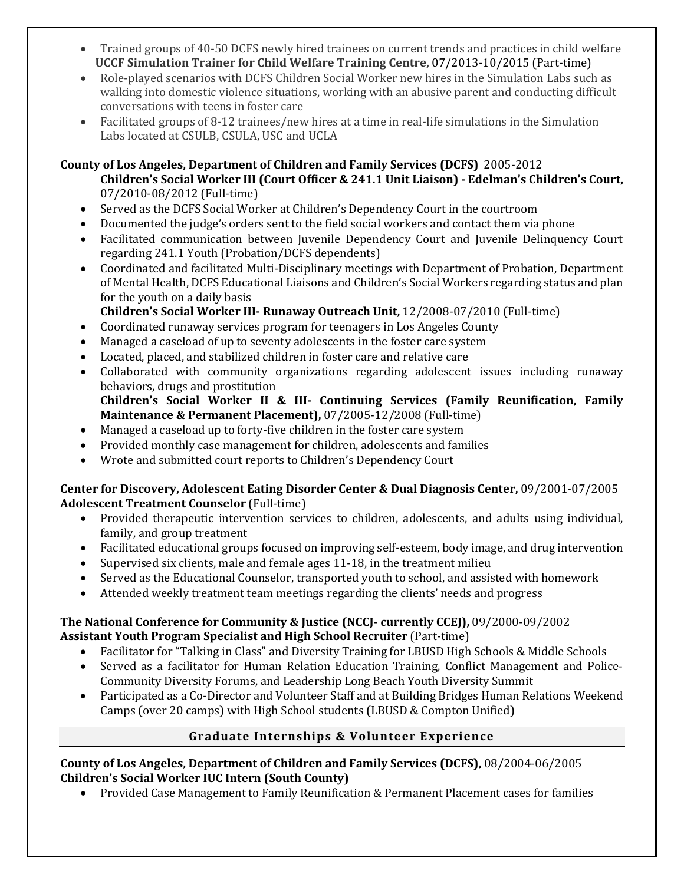- Trained groups of 40-50 DCFS newly hired trainees on current trends and practices in child welfare

**UCCF Simulation Trainer for Child Welfare Training Centre,** 07/2013-10/2015 (Part-time)

- Role-played scenarios with DCFS Children Social Worker new hires in the Simulation Labs such as walking into domestic violence situations, working with an abusive parent and conducting difficult conversations with teens in foster care
- Facilitated groups of 8-12 trainees/new hires at a time in real-life simulations in the Simulation Labs located at CSULB, CSULA, USC and UCLA

**County of Los Angeles, Department of Children and Family Services (DCFS)** 2005-2012

**Children's Social Worker III (Court Officer & 241.1 Unit Liaison) - Edelman's Children's Court,** 07/2010-08/2012 (Full-time)

- Served as the DCFS Social Worker at Children's Dependency Court in the courtroom
- Documented the judge's orders sent to the field social workers and contact them via phone
- Facilitated communication between Juvenile Dependency Court and Juvenile Delinquency Court regarding 241.1 Youth (Probation/DCFS dependents)
- Coordinated and facilitated Multi-Disciplinary meetings with Department of Probation, Department of Mental Health, DCFS Educational Liaisons and Children's Social Workers regarding status and plan for the youth on a daily basis

**Children's Social Worker III- Runaway Outreach Unit,** 12/2008-07/2010 (Full-time)

- Coordinated runaway services program for teenagers in Los Angeles County
- Managed a caseload of up to seventy adolescents in the foster care system
- Located, placed, and stabilized children in foster care and relative care
- Collaborated with community organizations regarding adolescent issues including runaway behaviors, drugs and prostitution

**Children's Social Worker II & III- Continuing Services (Family Reunification, Family Maintenance & Permanent Placement),** 07/2005-12/2008 (Full-time)

- Managed a caseload up to forty-five children in the foster care system
- Provided monthly case management for children, adolescents and families
- Wrote and submitted court reports to Children's Dependency Court

**Center for Discovery, Adolescent Eating Disorder Center & Dual Diagnosis Center,** 09/2001-07/2005

**Adolescent Treatment Counselor** (Full-time)

- Provided therapeutic intervention services to children, adolescents, and adults using individual, family, and group treatment
- Facilitated educational groups focused on improving self-esteem, body image, and drug intervention
- Supervised six clients, male and female ages 11-18, in the treatment milieu
- Served as the Educational Counselor, transported youth to school, and assisted with homework
- Attended weekly treatment team meetings regarding the clients' needs and progress

**The National Conference for Community & Justice (NCCJ- currently CCEJ),** 09/2000-09/2002

**Assistant Youth Program Specialist and High School Recruiter** (Part-time)

- Facilitator for "Talking in Class" and Diversity Training for LBUSD High Schools & Middle Schools
- Served as a facilitator for Human Relation Education Training, Conflict Management and Police-Community Diversity Forums, and Leadership Long Beach Youth Diversity Summit
- Participated as a Co-Director and Volunteer Staff and at Building Bridges Human Relations Weekend Camps (over 20 camps) with High School students (LBUSD & Compton Unified)

## Graduate Internships & Volunteer Experience

**County of Los Angeles, Department of Children and Family Services (DCFS),** 08/2004-06/2005

**Children's Social Worker IUC Intern (South County)**

- Provided Case Management to Family Reunification & Permanent Placement cases for families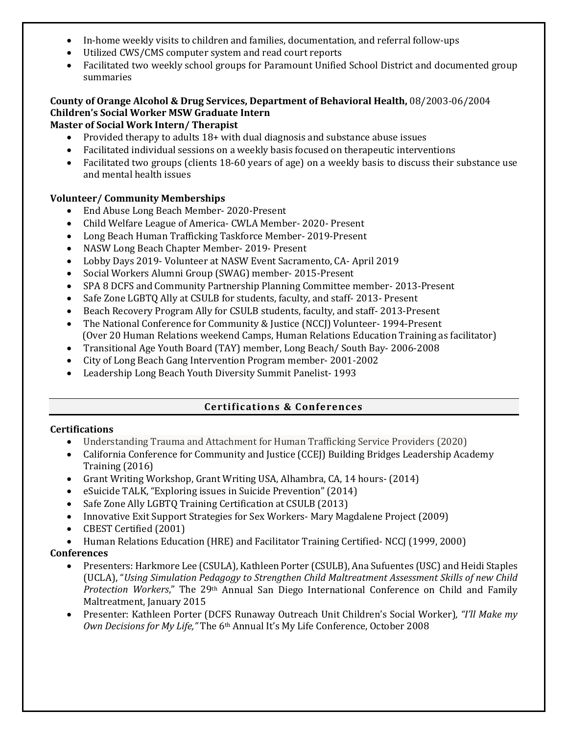- In-home weekly visits to children and families, documentation, and referral follow-ups
- Utilized CWS/CMS computer system and read court reports
- Facilitated two weekly school groups for Paramount Unified School District and documented group summaries

**County of Orange Alcohol & Drug Services, Department of Behavioral Health,** 08/2003-06/2004
**Children's Social Worker MSW Graduate Intern**
**Master of Social Work Intern/ Therapist**

- Provided therapy to adults 18+ with dual diagnosis and substance abuse issues
- Facilitated individual sessions on a weekly basis focused on therapeutic interventions
- Facilitated two groups (clients 18-60 years of age) on a weekly basis to discuss their substance use and mental health issues

**Volunteer/ Community Memberships**

- End Abuse Long Beach Member- 2020-Present
- Child Welfare League of America- CWLA Member- 2020- Present
- Long Beach Human Trafficking Taskforce Member- 2019-Present
- NASW Long Beach Chapter Member- 2019- Present
- Lobby Days 2019- Volunteer at NASW Event Sacramento, CA- April 2019
- Social Workers Alumni Group (SWAG) member- 2015-Present
- SPA 8 DCFS and Community Partnership Planning Committee member- 2013-Present
- Safe Zone LGBTQ Ally at CSULB for students, faculty, and staff- 2013- Present
- Beach Recovery Program Ally for CSULB students, faculty, and staff- 2013-Present
- The National Conference for Community & Justice (NCCJ) Volunteer- 1994-Present (Over 20 Human Relations weekend Camps, Human Relations Education Training as facilitator)
- Transitional Age Youth Board (TAY) member, Long Beach/ South Bay- 2006-2008
- City of Long Beach Gang Intervention Program member- 2001-2002
- Leadership Long Beach Youth Diversity Summit Panelist- 1993

## Certifications & Conferences

**Certifications**

- Understanding Trauma and Attachment for Human Trafficking Service Providers (2020)
- California Conference for Community and Justice (CCEJ) Building Bridges Leadership Academy Training (2016)
- Grant Writing Workshop, Grant Writing USA, Alhambra, CA, 14 hours- (2014)
- eSuicide TALK, "Exploring issues in Suicide Prevention" (2014)
- Safe Zone Ally LGBTQ Training Certification at CSULB (2013)
- Innovative Exit Support Strategies for Sex Workers- Mary Magdalene Project (2009)
- CBEST Certified (2001)
- Human Relations Education (HRE) and Facilitator Training Certified- NCCJ (1999, 2000)

**Conferences**

- Presenters: Harkmore Lee (CSULA), Kathleen Porter (CSULB), Ana Sufuentes (USC) and Heidi Staples (UCLA), "*Using Simulation Pedagogy to Strengthen Child Maltreatment Assessment Skills of new Child Protection Workers*," The 29th Annual San Diego International Conference on Child and Family Maltreatment, January 2015
- Presenter: Kathleen Porter (DCFS Runaway Outreach Unit Children's Social Worker), *"I'll Make my Own Decisions for My Life,"* The 6th Annual It's My Life Conference, October 2008